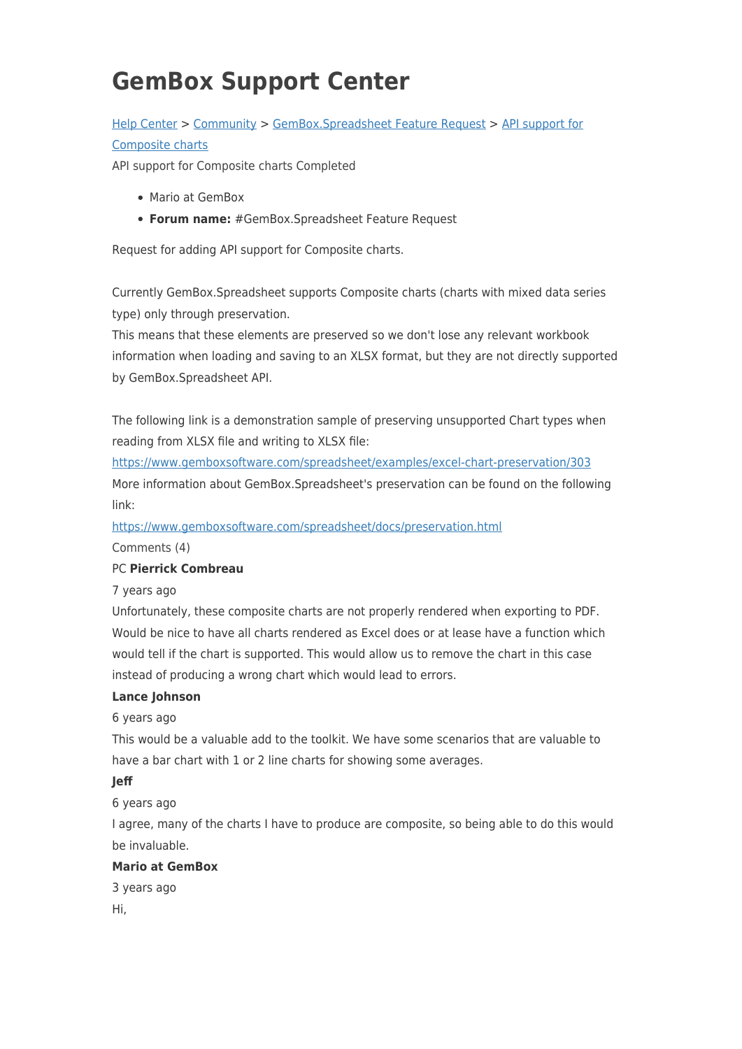# GemBox Support Center

[Help Center](#) > [Community](#) > [GemBox.Spreadsheet Feature Request](#) > [API support for Composite charts](#)

API support for Composite charts Completed

- Mario at GemBox
- **Forum name:** #GemBox.Spreadsheet Feature Request

Request for adding API support for Composite charts.

Currently GemBox.Spreadsheet supports Composite charts (charts with mixed data series type) only through preservation.
This means that these elements are preserved so we don't lose any relevant workbook information when loading and saving to an XLSX format, but they are not directly supported by GemBox.Spreadsheet API.

The following link is a demonstration sample of preserving unsupported Chart types when reading from XLSX file and writing to XLSX file:
[https://www.gemboxsoftware.com/spreadsheet/examples/excel-chart-preservation/303](https://www.gemboxsoftware.com/spreadsheet/examples/excel-chart-preservation/303)
More information about GemBox.Spreadsheet's preservation can be found on the following link:
[https://www.gemboxsoftware.com/spreadsheet/docs/preservation.html](https://www.gemboxsoftware.com/spreadsheet/docs/preservation.html)

Comments (4)

PC **Pierrick Combreau**

7 years ago

Unfortunately, these composite charts are not properly rendered when exporting to PDF. Would be nice to have all charts rendered as Excel does or at lease have a function which would tell if the chart is supported. This would allow us to remove the chart in this case instead of producing a wrong chart which would lead to errors.

**Lance Johnson**

6 years ago

This would be a valuable add to the toolkit. We have some scenarios that are valuable to have a bar chart with 1 or 2 line charts for showing some averages.

**Jeff**

6 years ago

I agree, many of the charts I have to produce are composite, so being able to do this would be invaluable.

**Mario at GemBox**

3 years ago

Hi,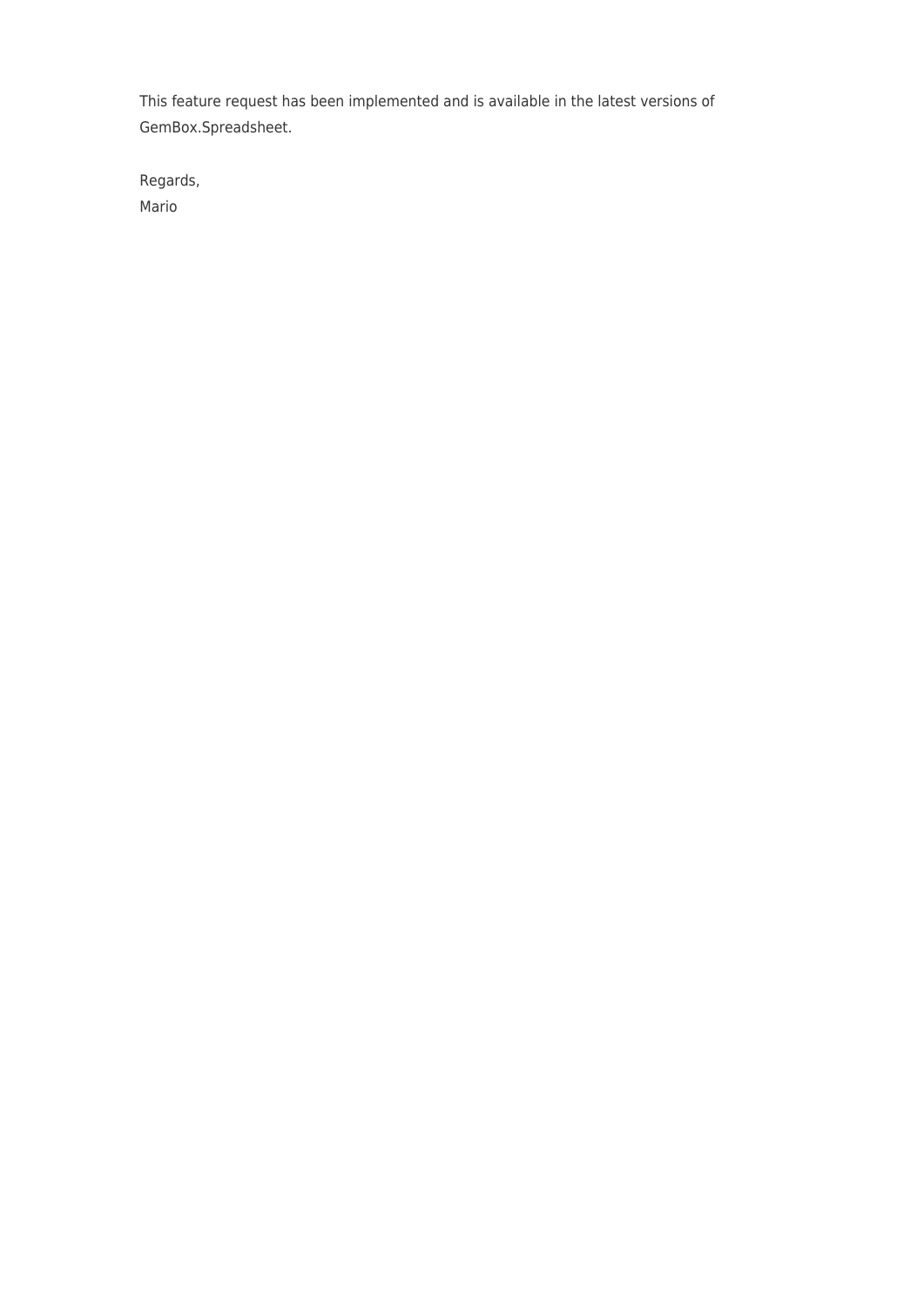This feature request has been implemented and is available in the latest versions of GemBox.Spreadsheet.

Regards,
Mario